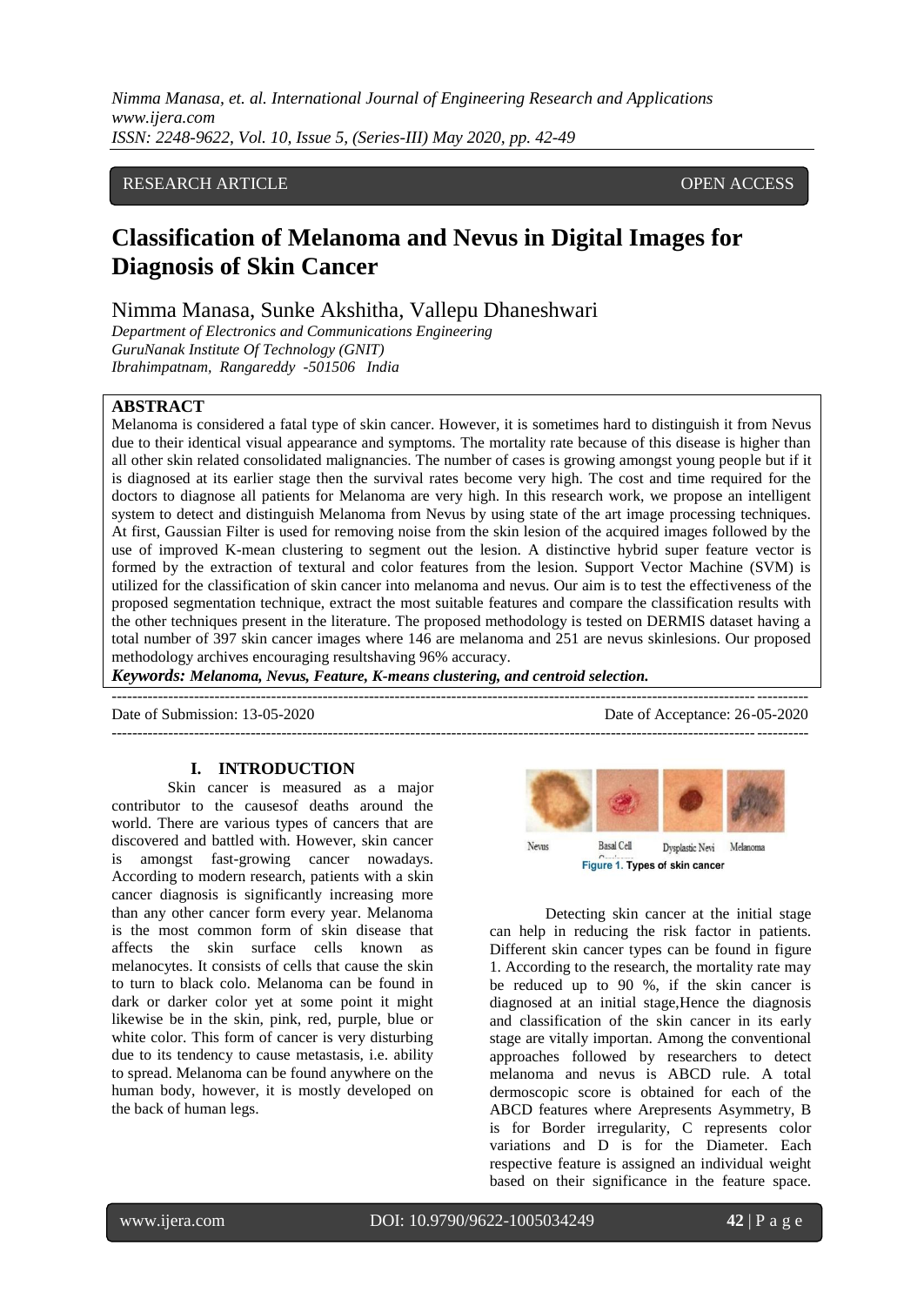RESEARCH ARTICLE OPEN ACCESS

# Classification of Melanoma and Nevus in Digital Images for Diagnosis of Skin Cancer

Nimma Manasa, Sunke Akshitha, Vallepu Dhaneshwari

*Department of Electronics and Communications Engineering*
*GuruNanak Institute Of Technology (GNIT)*
*Ibrahimpatnam, Rangareddy -501506 India*

## ABSTRACT

Melanoma is considered a fatal type of skin cancer. However, it is sometimes hard to distinguish it from Nevus due to their identical visual appearance and symptoms. The mortality rate because of this disease is higher than all other skin related consolidated malignancies. The number of cases is growing amongst young people but if it is diagnosed at its earlier stage then the survival rates become very high. The cost and time required for the doctors to diagnose all patients for Melanoma are very high. In this research work, we propose an intelligent system to detect and distinguish Melanoma from Nevus by using state of the art image processing techniques. At first, Gaussian Filter is used for removing noise from the skin lesion of the acquired images followed by the use of improved K-mean clustering to segment out the lesion. A distinctive hybrid super feature vector is formed by the extraction of textural and color features from the lesion. Support Vector Machine (SVM) is utilized for the classification of skin cancer into melanoma and nevus. Our aim is to test the effectiveness of the proposed segmentation technique, extract the most suitable features and compare the classification results with the other techniques present in the literature. The proposed methodology is tested on DERMIS dataset having a total number of 397 skin cancer images where 146 are melanoma and 251 are nevus skinlesions. Our proposed methodology archives encouraging resultshaving 96% accuracy.

***Keywords:*** ***Melanoma, Nevus, Feature, K-means clustering, and centroid selection.***

Date of Submission: 13-05-2020 Date of Acceptance: 26-05-2020

## I. INTRODUCTION

Skin cancer is measured as a major contributor to the causesof deaths around the world. There are various types of cancers that are discovered and battled with. However, skin cancer is amongst fast-growing cancer nowadays. According to modern research, patients with a skin cancer diagnosis is significantly increasing more than any other cancer form every year. Melanoma is the most common form of skin disease that affects the skin surface cells known as melanocytes. It consists of cells that cause the skin to turn to black colo. Melanoma can be found in dark or darker color yet at some point it might likewise be in the skin, pink, red, purple, blue or white color. This form of cancer is very disturbing due to its tendency to cause metastasis, i.e. ability to spread. Melanoma can be found anywhere on the human body, however, it is mostly developed on the back of human legs.

Nevus Basal Cell Carcinoma Dysplastic Nevi Melanoma

Figure 1. Types of skin cancer

Detecting skin cancer at the initial stage can help in reducing the risk factor in patients. Different skin cancer types can be found in figure 1. According to the research, the mortality rate may be reduced up to 90 %, if the skin cancer is diagnosed at an initial stage,Hence the diagnosis and classification of the skin cancer in its early stage are vitally importan. Among the conventional approaches followed by researchers to detect melanoma and nevus is ABCD rule. A total dermoscopic score is obtained for each of the ABCD features where Arepresents Asymmetry, B is for Border irregularity, C represents color variations and D is for the Diameter. Each respective feature is assigned an individual weight based on their significance in the feature space.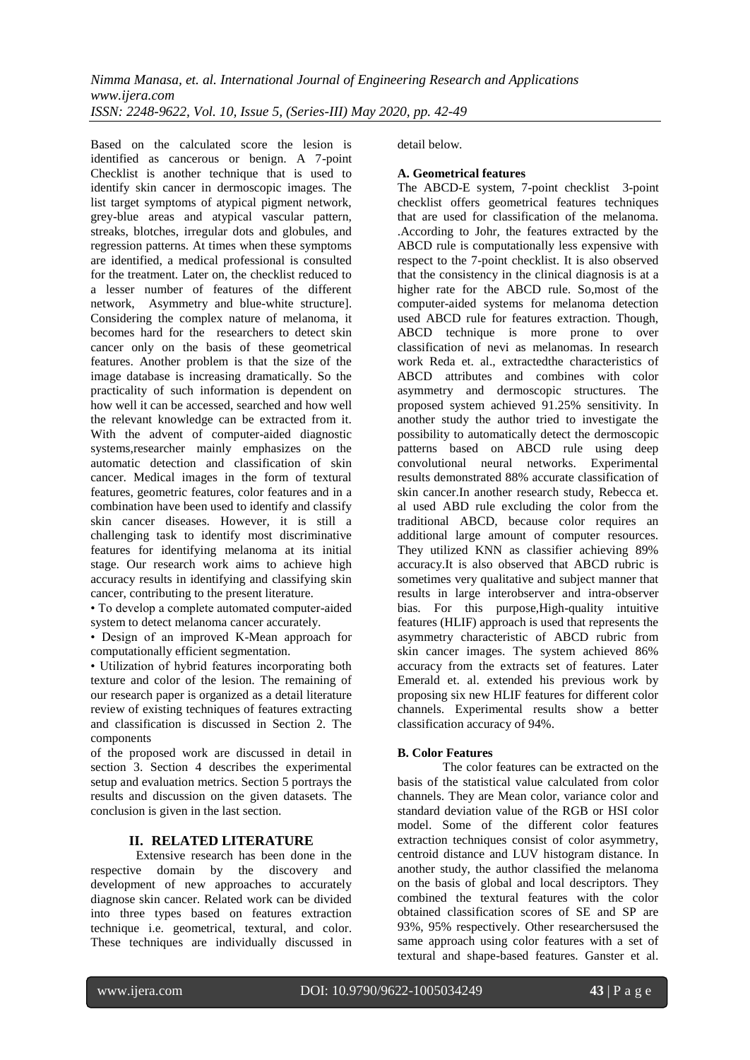Based on the calculated score the lesion is identified as cancerous or benign. A 7-point Checklist is another technique that is used to identify skin cancer in dermoscopic images. The list target symptoms of atypical pigment network, grey-blue areas and atypical vascular pattern, streaks, blotches, irregular dots and globules, and regression patterns. At times when these symptoms are identified, a medical professional is consulted for the treatment. Later on, the checklist reduced to a lesser number of features of the different network, Asymmetry and blue-white structure]. Considering the complex nature of melanoma, it becomes hard for the researchers to detect skin cancer only on the basis of these geometrical features. Another problem is that the size of the image database is increasing dramatically. So the practicality of such information is dependent on how well it can be accessed, searched and how well the relevant knowledge can be extracted from it. With the advent of computer-aided diagnostic systems,researcher mainly emphasizes on the automatic detection and classification of skin cancer. Medical images in the form of textural features, geometric features, color features and in a combination have been used to identify and classify skin cancer diseases. However, it is still a challenging task to identify most discriminative features for identifying melanoma at its initial stage. Our research work aims to achieve high accuracy results in identifying and classifying skin cancer, contributing to the present literature.

- To develop a complete automated computer-aided system to detect melanoma cancer accurately.
- Design of an improved K-Mean approach for computationally efficient segmentation.
- Utilization of hybrid features incorporating both texture and color of the lesion. The remaining of our research paper is organized as a detail literature review of existing techniques of features extracting and classification is discussed in Section 2. The components

of the proposed work are discussed in detail in section 3. Section 4 describes the experimental setup and evaluation metrics. Section 5 portrays the results and discussion on the given datasets. The conclusion is given in the last section.

## II. RELATED LITERATURE

Extensive research has been done in the respective domain by the discovery and development of new approaches to accurately diagnose skin cancer. Related work can be divided into three types based on features extraction technique i.e. geometrical, textural, and color. These techniques are individually discussed in detail below.

### A. Geometrical features

The ABCD-E system, 7-point checklist 3-point checklist offers geometrical features techniques that are used for classification of the melanoma. .According to Johr, the features extracted by the ABCD rule is computationally less expensive with respect to the 7-point checklist. It is also observed that the consistency in the clinical diagnosis is at a higher rate for the ABCD rule. So,most of the computer-aided systems for melanoma detection used ABCD rule for features extraction. Though, ABCD technique is more prone to over classification of nevi as melanomas. In research work Reda et. al., extractedthe characteristics of ABCD attributes and combines with color asymmetry and dermoscopic structures. The proposed system achieved 91.25% sensitivity. In another study the author tried to investigate the possibility to automatically detect the dermoscopic patterns based on ABCD rule using deep convolutional neural networks. Experimental results demonstrated 88% accurate classification of skin cancer.In another research study, Rebecca et. al used ABD rule excluding the color from the traditional ABCD, because color requires an additional large amount of computer resources. They utilized KNN as classifier achieving 89% accuracy.It is also observed that ABCD rubric is sometimes very qualitative and subject manner that results in large interobserver and intra-observer bias. For this purpose,High-quality intuitive features (HLIF) approach is used that represents the asymmetry characteristic of ABCD rubric from skin cancer images. The system achieved 86% accuracy from the extracts set of features. Later Emerald et. al. extended his previous work by proposing six new HLIF features for different color channels. Experimental results show a better classification accuracy of 94%.

### B. Color Features

The color features can be extracted on the basis of the statistical value calculated from color channels. They are Mean color, variance color and standard deviation value of the RGB or HSI color model. Some of the different color features extraction techniques consist of color asymmetry, centroid distance and LUV histogram distance. In another study, the author classified the melanoma on the basis of global and local descriptors. They combined the textural features with the color obtained classification scores of SE and SP are 93%, 95% respectively. Other researchersused the same approach using color features with a set of textural and shape-based features. Ganster et al.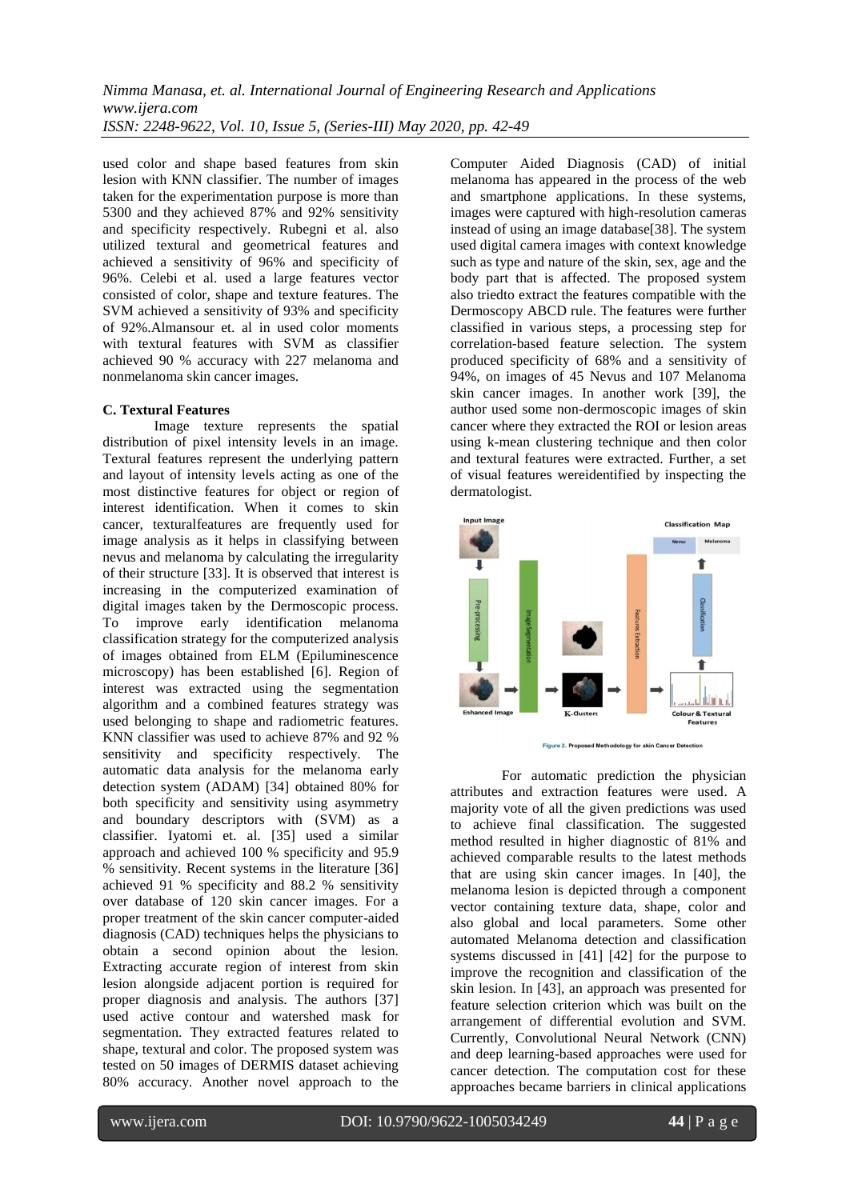used color and shape based features from skin lesion with KNN classifier. The number of images taken for the experimentation purpose is more than 5300 and they achieved 87% and 92% sensitivity and specificity respectively. Rubegni et al. also utilized textural and geometrical features and achieved a sensitivity of 96% and specificity of 96%. Celebi et al. used a large features vector consisted of color, shape and texture features. The SVM achieved a sensitivity of 93% and specificity of 92%.Almansour et. al in used color moments with textural features with SVM as classifier achieved 90 % accuracy with 227 melanoma and nonmelanoma skin cancer images.

**C. Textural Features**

Image texture represents the spatial distribution of pixel intensity levels in an image. Textural features represent the underlying pattern and layout of intensity levels acting as one of the most distinctive features for object or region of interest identification. When it comes to skin cancer, texturalfeatures are frequently used for image analysis as it helps in classifying between nevus and melanoma by calculating the irregularity of their structure [33]. It is observed that interest is increasing in the computerized examination of digital images taken by the Dermoscopic process. To improve early identification melanoma classification strategy for the computerized analysis of images obtained from ELM (Epiluminescence microscopy) has been established [6]. Region of interest was extracted using the segmentation algorithm and a combined features strategy was used belonging to shape and radiometric features. KNN classifier was used to achieve 87% and 92 % sensitivity and specificity respectively. The automatic data analysis for the melanoma early detection system (ADAM) [34] obtained 80% for both specificity and sensitivity using asymmetry and boundary descriptors with (SVM) as a classifier. Iyatomi et. al. [35] used a similar approach and achieved 100 % specificity and 95.9 % sensitivity. Recent systems in the literature [36] achieved 91 % specificity and 88.2 % sensitivity over database of 120 skin cancer images. For a proper treatment of the skin cancer computer-aided diagnosis (CAD) techniques helps the physicians to obtain a second opinion about the lesion. Extracting accurate region of interest from skin lesion alongside adjacent portion is required for proper diagnosis and analysis. The authors [37] used active contour and watershed mask for segmentation. They extracted features related to shape, textural and color. The proposed system was tested on 50 images of DERMIS dataset achieving 80% accuracy. Another novel approach to the Computer Aided Diagnosis (CAD) of initial melanoma has appeared in the process of the web and smartphone applications. In these systems, images were captured with high-resolution cameras instead of using an image database[38]. The system used digital camera images with context knowledge such as type and nature of the skin, sex, age and the body part that is affected. The proposed system also triedto extract the features compatible with the Dermoscopy ABCD rule. The features were further classified in various steps, a processing step for correlation-based feature selection. The system produced specificity of 68% and a sensitivity of 94%, on images of 45 Nevus and 107 Melanoma skin cancer images. In another work [39], the author used some non-dermoscopic images of skin cancer where they extracted the ROI or lesion areas using k-mean clustering technique and then color and textural features were extracted. Further, a set of visual features wereidentified by inspecting the dermatologist.

Figure 2. Proposed Methodology for skin Cancer Detection

For automatic prediction the physician attributes and extraction features were used. A majority vote of all the given predictions was used to achieve final classification. The suggested method resulted in higher diagnostic of 81% and achieved comparable results to the latest methods that are using skin cancer images. In [40], the melanoma lesion is depicted through a component vector containing texture data, shape, color and also global and local parameters. Some other automated Melanoma detection and classification systems discussed in [41] [42] for the purpose to improve the recognition and classification of the skin lesion. In [43], an approach was presented for feature selection criterion which was built on the arrangement of differential evolution and SVM. Currently, Convolutional Neural Network (CNN) and deep learning-based approaches were used for cancer detection. The computation cost for these approaches became barriers in clinical applications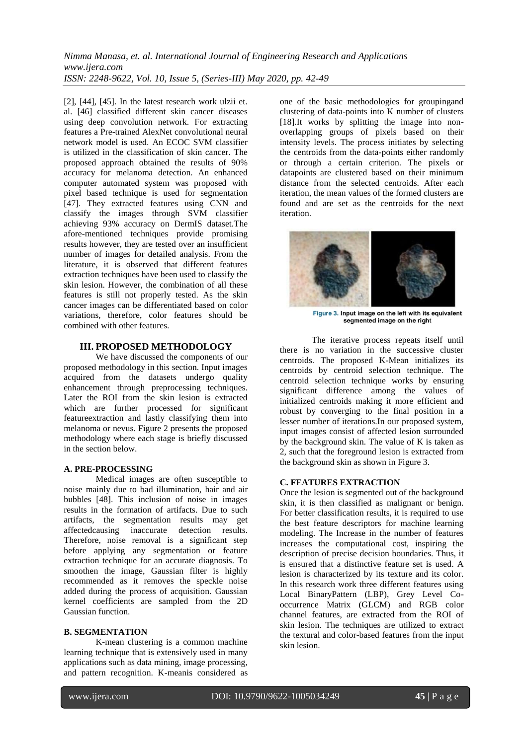[2], [44], [45]. In the latest research work ulzii et. al. [46] classified different skin cancer diseases using deep convolution network. For extracting features a Pre-trained AlexNet convolutional neural network model is used. An ECOC SVM classifier is utilized in the classification of skin cancer. The proposed approach obtained the results of 90% accuracy for melanoma detection. An enhanced computer automated system was proposed with pixel based technique is used for segmentation [47]. They extracted features using CNN and classify the images through SVM classifier achieving 93% accuracy on DermIS dataset.The afore-mentioned techniques provide promising results however, they are tested over an insufficient number of images for detailed analysis. From the literature, it is observed that different features extraction techniques have been used to classify the skin lesion. However, the combination of all these features is still not properly tested. As the skin cancer images can be differentiated based on color variations, therefore, color features should be combined with other features.

## III. PROPOSED METHODOLOGY

We have discussed the components of our proposed methodology in this section. Input images acquired from the datasets undergo quality enhancement through preprocessing techniques. Later the ROI from the skin lesion is extracted which are further processed for significant featureextraction and lastly classifying them into melanoma or nevus. Figure 2 presents the proposed methodology where each stage is briefly discussed in the section below.

### A. PRE-PROCESSING

Medical images are often susceptible to noise mainly due to bad illumination, hair and air bubbles [48]. This inclusion of noise in images results in the formation of artifacts. Due to such artifacts, the segmentation results may get affectedcausing inaccurate detection results. Therefore, noise removal is a significant step before applying any segmentation or feature extraction technique for an accurate diagnosis. To smoothen the image, Gaussian filter is highly recommended as it removes the speckle noise added during the process of acquisition. Gaussian kernel coefficients are sampled from the 2D Gaussian function.

### B. SEGMENTATION

K-mean clustering is a common machine learning technique that is extensively used in many applications such as data mining, image processing, and pattern recognition. K-meanis considered as one of the basic methodologies for groupingand clustering of data-points into K number of clusters [18].It works by splitting the image into non-overlapping groups of pixels based on their intensity levels. The process initiates by selecting the centroids from the data-points either randomly or through a certain criterion. The pixels or datapoints are clustered based on their minimum distance from the selected centroids. After each iteration, the mean values of the formed clusters are found and are set as the centroids for the next iteration.

Figure 3. Input image on the left with its equivalent segmented image on the right

The iterative process repeats itself until there is no variation in the successive cluster centroids. The proposed K-Mean initializes its centroids by centroid selection technique. The centroid selection technique works by ensuring significant difference among the values of initialized centroids making it more efficient and robust by converging to the final position in a lesser number of iterations.In our proposed system, input images consist of affected lesion surrounded by the background skin. The value of K is taken as 2, such that the foreground lesion is extracted from the background skin as shown in Figure 3.

### C. FEATURES EXTRACTION

Once the lesion is segmented out of the background skin, it is then classified as malignant or benign. For better classification results, it is required to use the best feature descriptors for machine learning modeling. The Increase in the number of features increases the computational cost, inspiring the description of precise decision boundaries. Thus, it is ensured that a distinctive feature set is used. A lesion is characterized by its texture and its color. In this research work three different features using Local BinaryPattern (LBP), Grey Level Co-occurrence Matrix (GLCM) and RGB color channel features, are extracted from the ROI of skin lesion. The techniques are utilized to extract the textural and color-based features from the input skin lesion.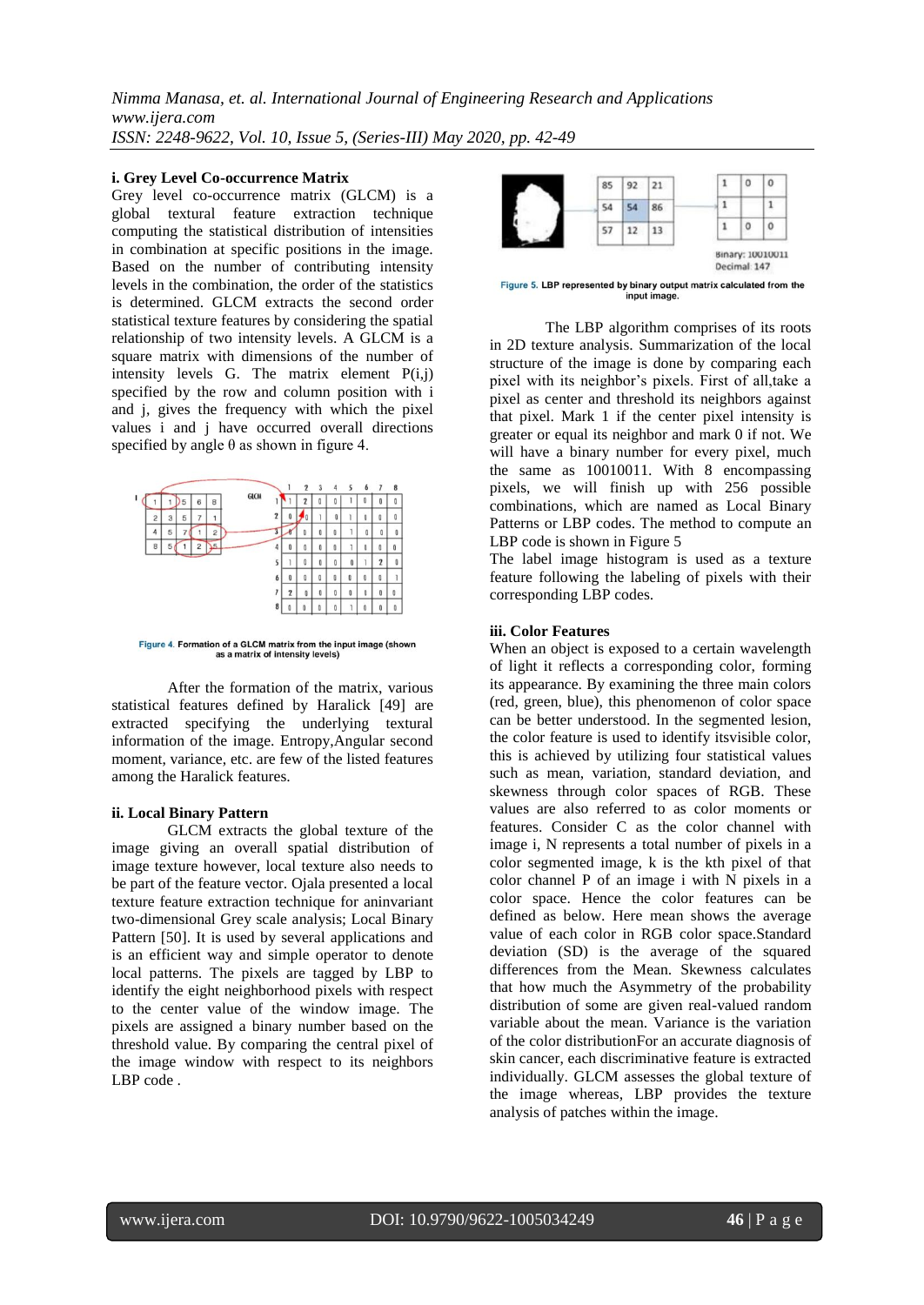### i. Grey Level Co-occurrence Matrix

Grey level co-occurrence matrix (GLCM) is a global textural feature extraction technique computing the statistical distribution of intensities in combination at specific positions in the image. Based on the number of contributing intensity levels in the combination, the order of the statistics is determined. GLCM extracts the second order statistical texture features by considering the spatial relationship of two intensity levels. A GLCM is a square matrix with dimensions of the number of intensity levels G. The matrix element P(i,j) specified by the row and column position with i and j, gives the frequency with which the pixel values i and j have occurred overall directions specified by angle θ as shown in figure 4.

Figure 4. Formation of a GLCM matrix from the input image (shown as a matrix of intensity levels)

After the formation of the matrix, various statistical features defined by Haralick [49] are extracted specifying the underlying textural information of the image. Entropy,Angular second moment, variance, etc. are few of the listed features among the Haralick features.

### ii. Local Binary Pattern

GLCM extracts the global texture of the image giving an overall spatial distribution of image texture however, local texture also needs to be part of the feature vector. Ojala presented a local texture feature extraction technique for aninvariant two-dimensional Grey scale analysis; Local Binary Pattern [50]. It is used by several applications and is an efficient way and simple operator to describe local patterns. The pixels are tagged by LBP to identify the eight neighborhood pixels with respect to the center value of the window image. The pixels are assigned a binary number based on the threshold value. By comparing the central pixel of the image window with respect to its neighbors LBP code .

Figure 5. LBP represented by binary output matrix calculated from the input image.

The LBP algorithm comprises of its roots in 2D texture analysis. Summarization of the local structure of the image is done by comparing each pixel with its neighbor's pixels. First of all,take a pixel as center and threshold its neighbors against that pixel. Mark 1 if the center pixel intensity is greater or equal its neighbor and mark 0 if not. We will have a binary number for every pixel, much the same as 10010011. With 8 encompassing pixels, we will finish up with 256 possible combinations, which are named as Local Binary Patterns or LBP codes. The method to compute an LBP code is shown in Figure 5

The label image histogram is used as a texture feature following the labeling of pixels with their corresponding LBP codes.

### iii. Color Features

When an object is exposed to a certain wavelength of light it reflects a corresponding color, forming its appearance. By examining the three main colors (red, green, blue), this phenomenon of color space can be better understood. In the segmented lesion, the color feature is used to identify itsvisible color, this is achieved by utilizing four statistical values such as mean, variation, standard deviation, and skewness through color spaces of RGB. These values are also referred to as color moments or features. Consider C as the color channel with image i, N represents a total number of pixels in a color segmented image, k is the kth pixel of that color channel P of an image i with N pixels in a color space. Hence the color features can be defined as below. Here mean shows the average value of each color in RGB color space.Standard deviation (SD) is the average of the squared differences from the Mean. Skewness calculates that how much the Asymmetry of the probability distribution of some are given real-valued random variable about the mean. Variance is the variation of the color distributionFor an accurate diagnosis of skin cancer, each discriminative feature is extracted individually. GLCM assesses the global texture of the image whereas, LBP provides the texture analysis of patches within the image.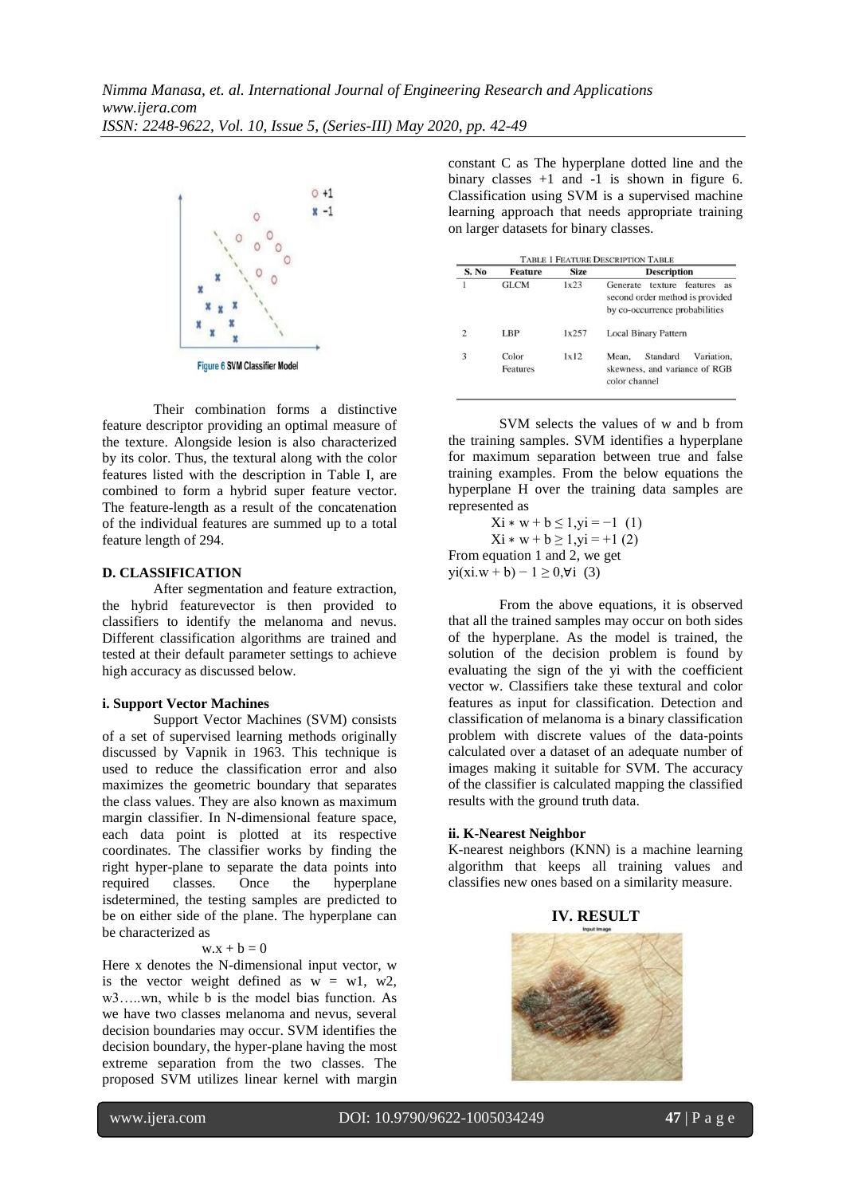Figure 6 SVM Classifier Model

Their combination forms a distinctive feature descriptor providing an optimal measure of the texture. Alongside lesion is also characterized by its color. Thus, the textural along with the color features listed with the description in Table I, are combined to form a hybrid super feature vector. The feature-length as a result of the concatenation of the individual features are summed up to a total feature length of 294.

### D. CLASSIFICATION

After segmentation and feature extraction, the hybrid featurevector is then provided to classifiers to identify the melanoma and nevus. Different classification algorithms are trained and tested at their default parameter settings to achieve high accuracy as discussed below.

#### i. Support Vector Machines

Support Vector Machines (SVM) consists of a set of supervised learning methods originally discussed by Vapnik in 1963. This technique is used to reduce the classification error and also maximizes the geometric boundary that separates the class values. They are also known as maximum margin classifier. In N-dimensional feature space, each data point is plotted at its respective coordinates. The classifier works by finding the right hyper-plane to separate the data points into required classes. Once the hyperplane isdetermined, the testing samples are predicted to be on either side of the plane. The hyperplane can be characterized as

$$w.x + b = 0$$

Here x denotes the N-dimensional input vector, w is the vector weight defined as w = w1, w2, w3…..wn, while b is the model bias function. As we have two classes melanoma and nevus, several decision boundaries may occur. SVM identifies the decision boundary, the hyper-plane having the most extreme separation from the two classes. The proposed SVM utilizes linear kernel with margin constant C as The hyperplane dotted line and the binary classes +1 and -1 is shown in figure 6. Classification using SVM is a supervised machine learning approach that needs appropriate training on larger datasets for binary classes.

TABLE 1 FEATURE DESCRIPTION TABLE

| S. No | Feature | Size | Description |
|---|---|---|---|
| 1 | GLCM | 1x23 | Generate texture features as second order method is provided by co-occurrence probabilities |
| 2 | LBP | 1x257 | Local Binary Pattern |
| 3 | Color Features | 1x12 | Mean, Standard Variation, skewness, and variance of RGB color channel |

SVM selects the values of w and b from the training samples. SVM identifies a hyperplane for maximum separation between true and false training examples. From the below equations the hyperplane H over the training data samples are represented as

$$Xi * w + b \leq 1, yi = -1 \quad (1)$$

$$Xi * w + b \geq 1, yi = +1 \quad (2)$$

From equation 1 and 2, we get

$$yi(xi.w + b) - 1 \geq 0, \forall i \quad (3)$$

From the above equations, it is observed that all the trained samples may occur on both sides of the hyperplane. As the model is trained, the solution of the decision problem is found by evaluating the sign of the yi with the coefficient vector w. Classifiers take these textural and color features as input for classification. Detection and classification of melanoma is a binary classification problem with discrete values of the data-points calculated over a dataset of an adequate number of images making it suitable for SVM. The accuracy of the classifier is calculated mapping the classified results with the ground truth data.

#### ii. K-Nearest Neighbor

K-nearest neighbors (KNN) is a machine learning algorithm that keeps all training values and classifies new ones based on a similarity measure.

## IV. RESULT

Input Image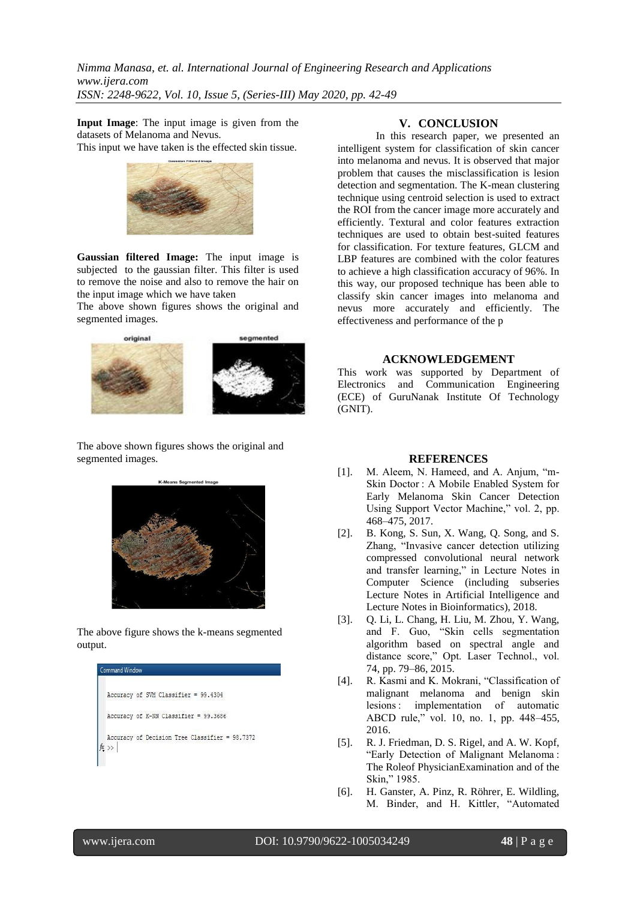**Input Image**: The input image is given from the datasets of Melanoma and Nevus.

This input we have taken is the effected skin tissue.

**Gaussian filtered Image:** The input image is subjected to the gaussian filter. This filter is used to remove the noise and also to remove the hair on the input image which we have taken

The above shown figures shows the original and segmented images.

The above shown figures shows the original and segmented images.

The above figure shows the k-means segmented output.

```
Command Window

Accuracy of SVM Classifier = 99.4304

Accuracy of K-NN Classifier = 99.3686

Accuracy of Decision Tree Classifier = 98.7372
fx >>
```

## V. CONCLUSION

In this research paper, we presented an intelligent system for classification of skin cancer into melanoma and nevus. It is observed that major problem that causes the misclassification is lesion detection and segmentation. The K-mean clustering technique using centroid selection is used to extract the ROI from the cancer image more accurately and efficiently. Textural and color features extraction techniques are used to obtain best-suited features for classification. For texture features, GLCM and LBP features are combined with the color features to achieve a high classification accuracy of 96%. In this way, our proposed technique has been able to classify skin cancer images into melanoma and nevus more accurately and efficiently. The effectiveness and performance of the p

## ACKNOWLEDGEMENT

This work was supported by Department of Electronics and Communication Engineering (ECE) of GuruNanak Institute Of Technology (GNIT).

## REFERENCES

[1]. M. Aleem, N. Hameed, and A. Anjum, "m-Skin Doctor : A Mobile Enabled System for Early Melanoma Skin Cancer Detection Using Support Vector Machine," vol. 2, pp. 468–475, 2017.

[2]. B. Kong, S. Sun, X. Wang, Q. Song, and S. Zhang, "Invasive cancer detection utilizing compressed convolutional neural network and transfer learning," in Lecture Notes in Computer Science (including subseries Lecture Notes in Artificial Intelligence and Lecture Notes in Bioinformatics), 2018.

[3]. Q. Li, L. Chang, H. Liu, M. Zhou, Y. Wang, and F. Guo, "Skin cells segmentation algorithm based on spectral angle and distance score," Opt. Laser Technol., vol. 74, pp. 79–86, 2015.

[4]. R. Kasmi and K. Mokrani, "Classification of malignant melanoma and benign skin lesions : implementation of automatic ABCD rule," vol. 10, no. 1, pp. 448–455, 2016.

[5]. R. J. Friedman, D. S. Rigel, and A. W. Kopf, "Early Detection of Malignant Melanoma : The Roleof PhysicianExamination and of the Skin," 1985.

[6]. H. Ganster, A. Pinz, R. Röhrer, E. Wildling, M. Binder, and H. Kittler, "Automated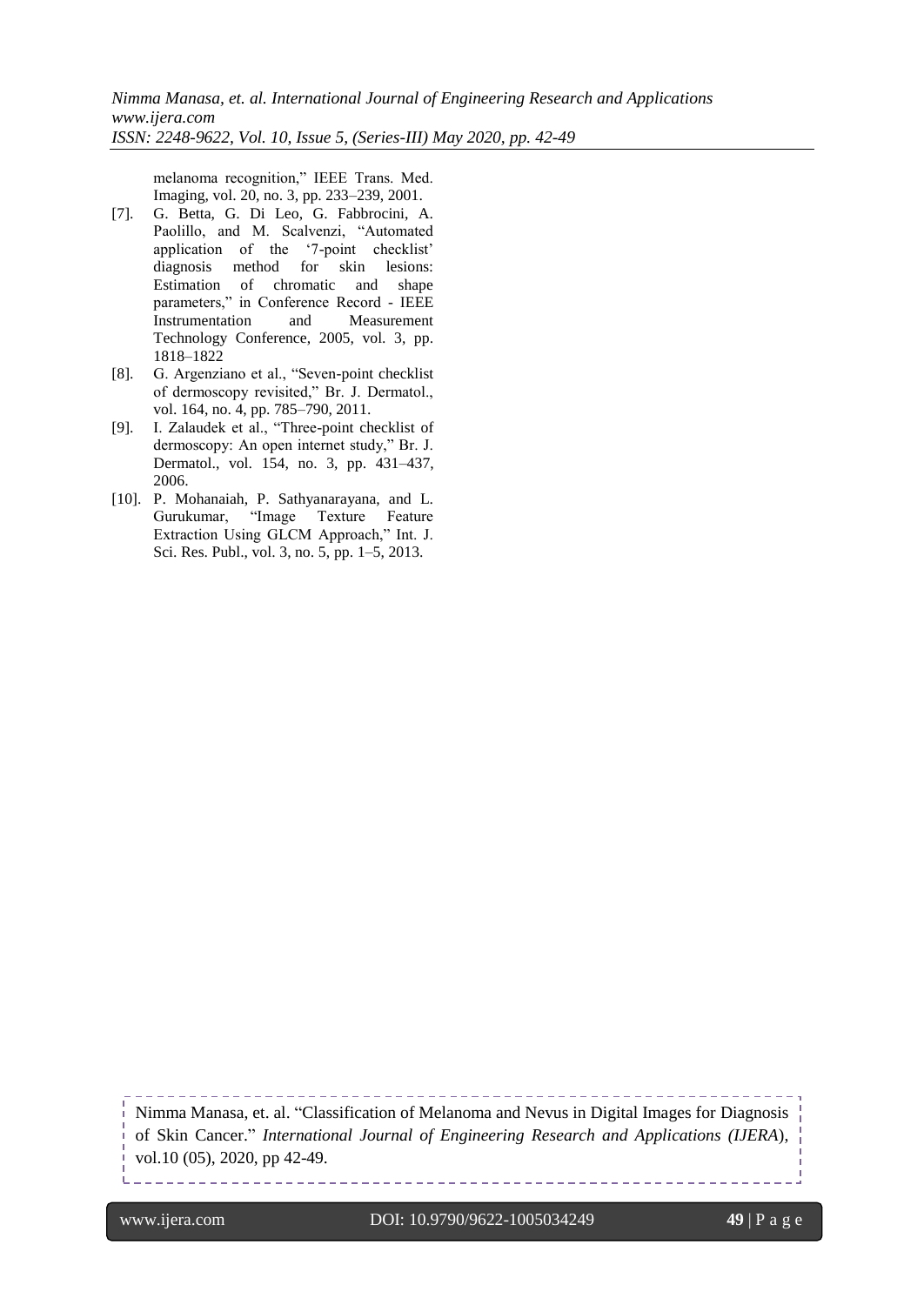melanoma recognition," IEEE Trans. Med. Imaging, vol. 20, no. 3, pp. 233–239, 2001.

[7]. G. Betta, G. Di Leo, G. Fabbrocini, A. Paolillo, and M. Scalvenzi, "Automated application of the '7-point checklist' diagnosis method for skin lesions: Estimation of chromatic and shape parameters," in Conference Record - IEEE Instrumentation and Measurement Technology Conference, 2005, vol. 3, pp. 1818–1822

[8]. G. Argenziano et al., "Seven-point checklist of dermoscopy revisited," Br. J. Dermatol., vol. 164, no. 4, pp. 785–790, 2011.

[9]. I. Zalaudek et al., "Three-point checklist of dermoscopy: An open internet study," Br. J. Dermatol., vol. 154, no. 3, pp. 431–437, 2006.

[10]. P. Mohanaiah, P. Sathyanarayana, and L. Gurukumar, "Image Texture Feature Extraction Using GLCM Approach," Int. J. Sci. Res. Publ., vol. 3, no. 5, pp. 1–5, 2013.

Nimma Manasa, et. al. "Classification of Melanoma and Nevus in Digital Images for Diagnosis of Skin Cancer." *International Journal of Engineering Research and Applications (IJERA*), vol.10 (05), 2020, pp 42-49.